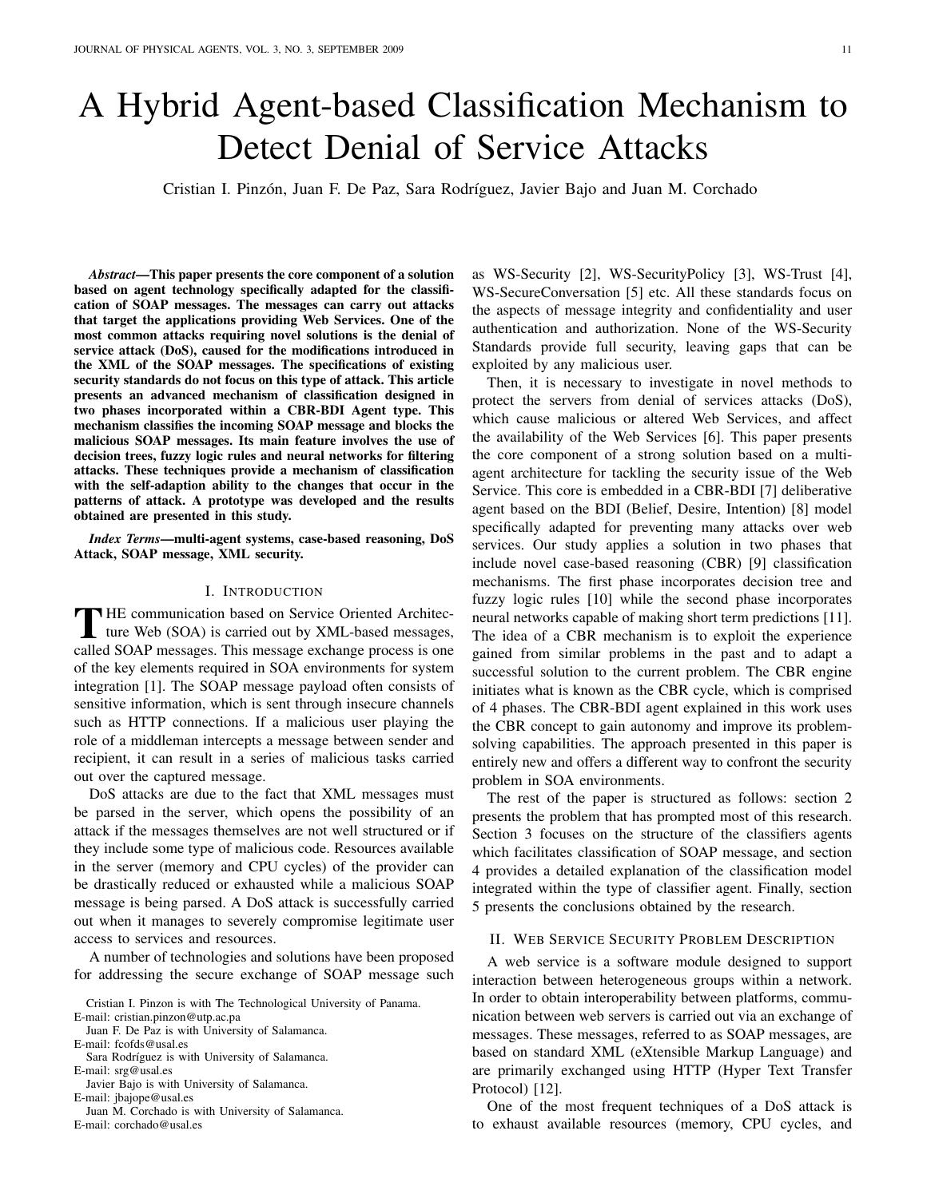# A Hybrid Agent-based Classification Mechanism to Detect Denial of Service Attacks

Cristian I. Pinzón, Juan F. De Paz, Sara Rodríguez, Javier Bajo and Juan M. Corchado

***Abstract*—This paper presents the core component of a solution based on agent technology specifically adapted for the classification of SOAP messages. The messages can carry out attacks that target the applications providing Web Services. One of the most common attacks requiring novel solutions is the denial of service attack (DoS), caused for the modifications introduced in the XML of the SOAP messages. The specifications of existing security standards do not focus on this type of attack. This article presents an advanced mechanism of classification designed in two phases incorporated within a CBR-BDI Agent type. This mechanism classifies the incoming SOAP message and blocks the malicious SOAP messages. Its main feature involves the use of decision trees, fuzzy logic rules and neural networks for filtering attacks. These techniques provide a mechanism of classification with the self-adaption ability to the changes that occur in the patterns of attack. A prototype was developed and the results obtained are presented in this study.**

***Index Terms*—multi-agent systems, case-based reasoning, DoS Attack, SOAP message, XML security.**

## I. Introduction

The communication based on Service Oriented Architecture Web (SOA) is carried out by XML-based messages, called SOAP messages. This message exchange process is one of the key elements required in SOA environments for system integration [1]. The SOAP message payload often consists of sensitive information, which is sent through insecure channels such as HTTP connections. If a malicious user playing the role of a middleman intercepts a message between sender and recipient, it can result in a series of malicious tasks carried out over the captured message.

DoS attacks are due to the fact that XML messages must be parsed in the server, which opens the possibility of an attack if the messages themselves are not well structured or if they include some type of malicious code. Resources available in the server (memory and CPU cycles) of the provider can be drastically reduced or exhausted while a malicious SOAP message is being parsed. A DoS attack is successfully carried out when it manages to severely compromise legitimate user access to services and resources.

A number of technologies and solutions have been proposed for addressing the secure exchange of SOAP message such as WS-Security [2], WS-SecurityPolicy [3], WS-Trust [4], WS-SecureConversation [5] etc. All these standards focus on the aspects of message integrity and confidentiality and user authentication and authorization. None of the WS-Security Standards provide full security, leaving gaps that can be exploited by any malicious user.

Then, it is necessary to investigate in novel methods to protect the servers from denial of services attacks (DoS), which cause malicious or altered Web Services, and affect the availability of the Web Services [6]. This paper presents the core component of a strong solution based on a multi-agent architecture for tackling the security issue of the Web Service. This core is embedded in a CBR-BDI [7] deliberative agent based on the BDI (Belief, Desire, Intention) [8] model specifically adapted for preventing many attacks over web services. Our study applies a solution in two phases that include novel case-based reasoning (CBR) [9] classification mechanisms. The first phase incorporates decision tree and fuzzy logic rules [10] while the second phase incorporates neural networks capable of making short term predictions [11]. The idea of a CBR mechanism is to exploit the experience gained from similar problems in the past and to adapt a successful solution to the current problem. The CBR engine initiates what is known as the CBR cycle, which is comprised of 4 phases. The CBR-BDI agent explained in this work uses the CBR concept to gain autonomy and improve its problem-solving capabilities. The approach presented in this paper is entirely new and offers a different way to confront the security problem in SOA environments.

The rest of the paper is structured as follows: section 2 presents the problem that has prompted most of this research. Section 3 focuses on the structure of the classifiers agents which facilitates classification of SOAP message, and section 4 provides a detailed explanation of the classification model integrated within the type of classifier agent. Finally, section 5 presents the conclusions obtained by the research.

## II. Web Service Security Problem Description

A web service is a software module designed to support interaction between heterogeneous groups within a network. In order to obtain interoperability between platforms, communication between web servers is carried out via an exchange of messages. These messages, referred to as SOAP messages, are based on standard XML (eXtensible Markup Language) and are primarily exchanged using HTTP (Hyper Text Transfer Protocol) [12].

One of the most frequent techniques of a DoS attack is to exhaust available resources (memory, CPU cycles, and

---

Cristian I. Pinzon is with The Technological University of Panama.
E-mail: cristian.pinzon@utp.ac.pa

Juan F. De Paz is with University of Salamanca.
E-mail: fcofds@usal.es

Sara Rodríguez is with University of Salamanca.
E-mail: srg@usal.es

Javier Bajo is with University of Salamanca.
E-mail: jbajope@usal.es

Juan M. Corchado is with University of Salamanca.
E-mail: corchado@usal.es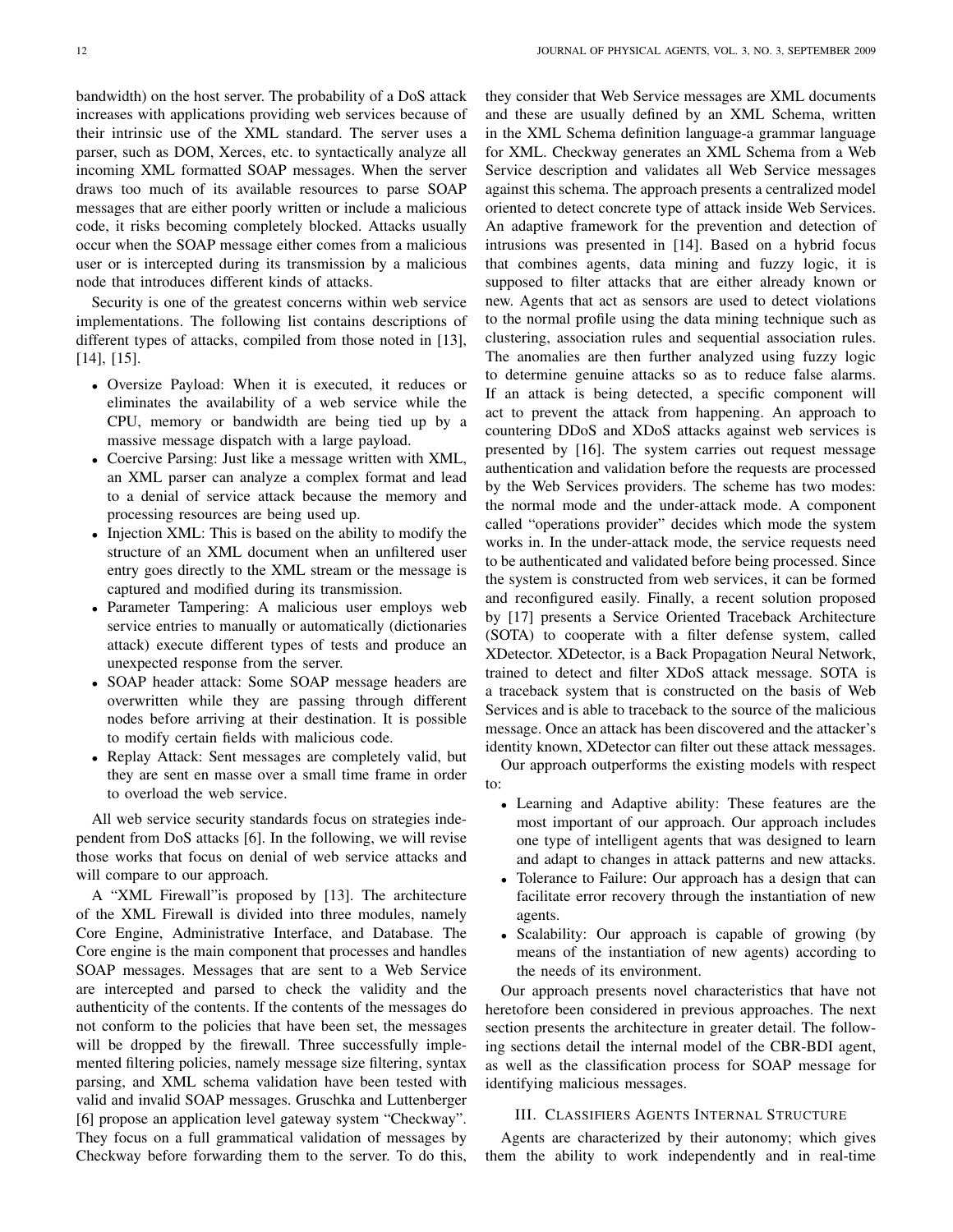bandwidth) on the host server. The probability of a DoS attack increases with applications providing web services because of their intrinsic use of the XML standard. The server uses a parser, such as DOM, Xerces, etc. to syntactically analyze all incoming XML formatted SOAP messages. When the server draws too much of its available resources to parse SOAP messages that are either poorly written or include a malicious code, it risks becoming completely blocked. Attacks usually occur when the SOAP message either comes from a malicious user or is intercepted during its transmission by a malicious node that introduces different kinds of attacks.

Security is one of the greatest concerns within web service implementations. The following list contains descriptions of different types of attacks, compiled from those noted in [13], [14], [15].

- Oversize Payload: When it is executed, it reduces or eliminates the availability of a web service while the CPU, memory or bandwidth are being tied up by a massive message dispatch with a large payload.
- Coercive Parsing: Just like a message written with XML, an XML parser can analyze a complex format and lead to a denial of service attack because the memory and processing resources are being used up.
- Injection XML: This is based on the ability to modify the structure of an XML document when an unfiltered user entry goes directly to the XML stream or the message is captured and modified during its transmission.
- Parameter Tampering: A malicious user employs web service entries to manually or automatically (dictionaries attack) execute different types of tests and produce an unexpected response from the server.
- SOAP header attack: Some SOAP message headers are overwritten while they are passing through different nodes before arriving at their destination. It is possible to modify certain fields with malicious code.
- Replay Attack: Sent messages are completely valid, but they are sent en masse over a small time frame in order to overload the web service.

All web service security standards focus on strategies independent from DoS attacks [6]. In the following, we will revise those works that focus on denial of web service attacks and will compare to our approach.

A "XML Firewall"is proposed by [13]. The architecture of the XML Firewall is divided into three modules, namely Core Engine, Administrative Interface, and Database. The Core engine is the main component that processes and handles SOAP messages. Messages that are sent to a Web Service are intercepted and parsed to check the validity and the authenticity of the contents. If the contents of the messages do not conform to the policies that have been set, the messages will be dropped by the firewall. Three successfully implemented filtering policies, namely message size filtering, syntax parsing, and XML schema validation have been tested with valid and invalid SOAP messages. Gruschka and Luttenberger [6] propose an application level gateway system "Checkway". They focus on a full grammatical validation of messages by Checkway before forwarding them to the server. To do this, they consider that Web Service messages are XML documents and these are usually defined by an XML Schema, written in the XML Schema definition language-a grammar language for XML. Checkway generates an XML Schema from a Web Service description and validates all Web Service messages against this schema. The approach presents a centralized model oriented to detect concrete type of attack inside Web Services. An adaptive framework for the prevention and detection of intrusions was presented in [14]. Based on a hybrid focus that combines agents, data mining and fuzzy logic, it is supposed to filter attacks that are either already known or new. Agents that act as sensors are used to detect violations to the normal profile using the data mining technique such as clustering, association rules and sequential association rules. The anomalies are then further analyzed using fuzzy logic to determine genuine attacks so as to reduce false alarms. If an attack is being detected, a specific component will act to prevent the attack from happening. An approach to countering DDoS and XDoS attacks against web services is presented by [16]. The system carries out request message authentication and validation before the requests are processed by the Web Services providers. The scheme has two modes: the normal mode and the under-attack mode. A component called "operations provider" decides which mode the system works in. In the under-attack mode, the service requests need to be authenticated and validated before being processed. Since the system is constructed from web services, it can be formed and reconfigured easily. Finally, a recent solution proposed by [17] presents a Service Oriented Traceback Architecture (SOTA) to cooperate with a filter defense system, called XDetector. XDetector, is a Back Propagation Neural Network, trained to detect and filter XDoS attack message. SOTA is a traceback system that is constructed on the basis of Web Services and is able to traceback to the source of the malicious message. Once an attack has been discovered and the attacker's identity known, XDetector can filter out these attack messages.

Our approach outperforms the existing models with respect to:

- Learning and Adaptive ability: These features are the most important of our approach. Our approach includes one type of intelligent agents that was designed to learn and adapt to changes in attack patterns and new attacks.
- Tolerance to Failure: Our approach has a design that can facilitate error recovery through the instantiation of new agents.
- Scalability: Our approach is capable of growing (by means of the instantiation of new agents) according to the needs of its environment.

Our approach presents novel characteristics that have not heretofore been considered in previous approaches. The next section presents the architecture in greater detail. The following sections detail the internal model of the CBR-BDI agent, as well as the classification process for SOAP message for identifying malicious messages.

## III. Classifiers Agents Internal Structure

Agents are characterized by their autonomy; which gives them the ability to work independently and in real-time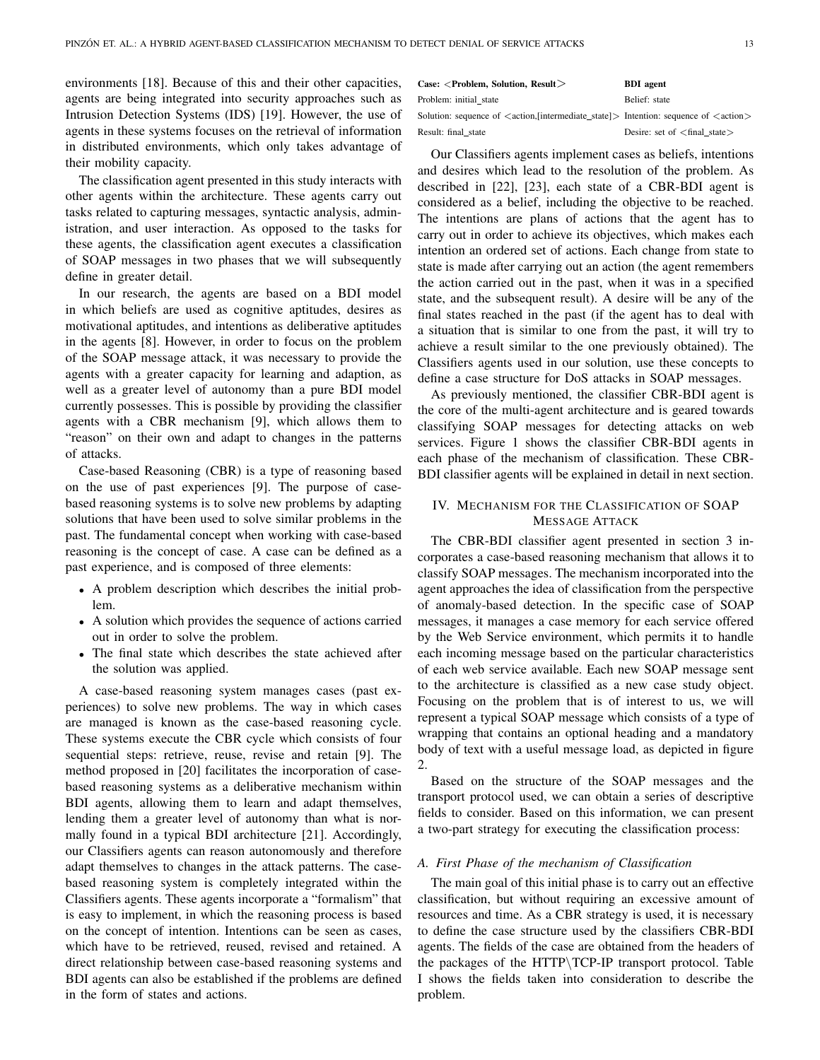environments [18]. Because of this and their other capacities, agents are being integrated into security approaches such as Intrusion Detection Systems (IDS) [19]. However, the use of agents in these systems focuses on the retrieval of information in distributed environments, which only takes advantage of their mobility capacity.

The classification agent presented in this study interacts with other agents within the architecture. These agents carry out tasks related to capturing messages, syntactic analysis, administration, and user interaction. As opposed to the tasks for these agents, the classification agent executes a classification of SOAP messages in two phases that we will subsequently define in greater detail.

In our research, the agents are based on a BDI model in which beliefs are used as cognitive aptitudes, desires as motivational aptitudes, and intentions as deliberative aptitudes in the agents [8]. However, in order to focus on the problem of the SOAP message attack, it was necessary to provide the agents with a greater capacity for learning and adaption, as well as a greater level of autonomy than a pure BDI model currently possesses. This is possible by providing the classifier agents with a CBR mechanism [9], which allows them to "reason" on their own and adapt to changes in the patterns of attacks.

Case-based Reasoning (CBR) is a type of reasoning based on the use of past experiences [9]. The purpose of case-based reasoning systems is to solve new problems by adapting solutions that have been used to solve similar problems in the past. The fundamental concept when working with case-based reasoning is the concept of case. A case can be defined as a past experience, and is composed of three elements:

- A problem description which describes the initial problem.
- A solution which provides the sequence of actions carried out in order to solve the problem.
- The final state which describes the state achieved after the solution was applied.

A case-based reasoning system manages cases (past experiences) to solve new problems. The way in which cases are managed is known as the case-based reasoning cycle. These systems execute the CBR cycle which consists of four sequential steps: retrieve, reuse, revise and retain [9]. The method proposed in [20] facilitates the incorporation of case-based reasoning systems as a deliberative mechanism within BDI agents, allowing them to learn and adapt themselves, lending them a greater level of autonomy than what is normally found in a typical BDI architecture [21]. Accordingly, our Classifiers agents can reason autonomously and therefore adapt themselves to changes in the attack patterns. The case-based reasoning system is completely integrated within the Classifiers agents. These agents incorporate a "formalism" that is easy to implement, in which the reasoning process is based on the concept of intention. Intentions can be seen as cases, which have to be retrieved, reused, revised and retained. A direct relationship between case-based reasoning systems and BDI agents can also be established if the problems are defined in the form of states and actions.

| **Case: <Problem, Solution, Result>** | **BDI agent** |
|---|---|
| Problem: initial_state | Belief: state |
| Solution: sequence of <action,[intermediate_state]> | Intention: sequence of <action> |
| Result: final_state | Desire: set of <final_state> |

Our Classifiers agents implement cases as beliefs, intentions and desires which lead to the resolution of the problem. As described in [22], [23], each state of a CBR-BDI agent is considered as a belief, including the objective to be reached. The intentions are plans of actions that the agent has to carry out in order to achieve its objectives, which makes each intention an ordered set of actions. Each change from state to state is made after carrying out an action (the agent remembers the action carried out in the past, when it was in a specified state, and the subsequent result). A desire will be any of the final states reached in the past (if the agent has to deal with a situation that is similar to one from the past, it will try to achieve a result similar to the one previously obtained). The Classifiers agents used in our solution, use these concepts to define a case structure for DoS attacks in SOAP messages.

As previously mentioned, the classifier CBR-BDI agent is the core of the multi-agent architecture and is geared towards classifying SOAP messages for detecting attacks on web services. Figure 1 shows the classifier CBR-BDI agents in each phase of the mechanism of classification. These CBR-BDI classifier agents will be explained in detail in next section.

## IV. Mechanism for the Classification of SOAP Message Attack

The CBR-BDI classifier agent presented in section 3 incorporates a case-based reasoning mechanism that allows it to classify SOAP messages. The mechanism incorporated into the agent approaches the idea of classification from the perspective of anomaly-based detection. In the specific case of SOAP messages, it manages a case memory for each service offered by the Web Service environment, which permits it to handle each incoming message based on the particular characteristics of each web service available. Each new SOAP message sent to the architecture is classified as a new case study object. Focusing on the problem that is of interest to us, we will represent a typical SOAP message which consists of a type of wrapping that contains an optional heading and a mandatory body of text with a useful message load, as depicted in figure 2.

Based on the structure of the SOAP messages and the transport protocol used, we can obtain a series of descriptive fields to consider. Based on this information, we can present a two-part strategy for executing the classification process:

### *A. First Phase of the mechanism of Classification*

The main goal of this initial phase is to carry out an effective classification, but without requiring an excessive amount of resources and time. As a CBR strategy is used, it is necessary to define the case structure used by the classifiers CBR-BDI agents. The fields of the case are obtained from the headers of the packages of the HTTP\TCP-IP transport protocol. Table I shows the fields taken into consideration to describe the problem.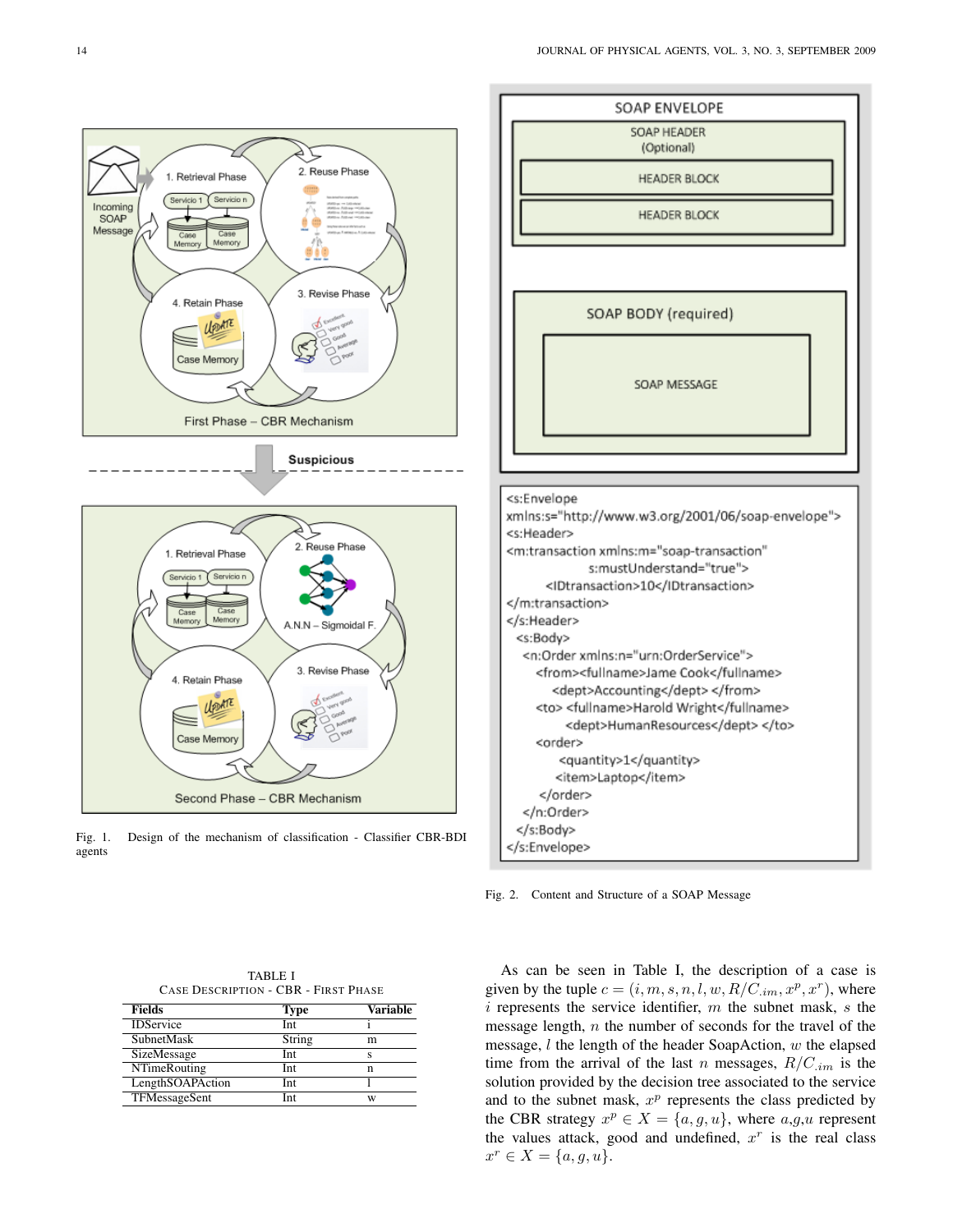Fig. 1. Design of the mechanism of classification - Classifier CBR-BDI agents

Fig. 2. Content and Structure of a SOAP Message

TABLE I
CASE DESCRIPTION - CBR - FIRST PHASE

| Fields | Type | Variable |
|---|---|---|
| IDService | Int | i |
| SubnetMask | String | m |
| SizeMessage | Int | s |
| NTimeRouting | Int | n |
| LengthSOAPAction | Int | l |
| TFMessageSent | Int | w |

As can be seen in Table I, the description of a case is given by the tuple $c = (i, m, s, n, l, w, R/C_{.im}, x^p, x^r)$, where $i$ represents the service identifier, $m$ the subnet mask, $s$ the message length, $n$ the number of seconds for the travel of the message, $l$ the length of the header SoapAction, $w$ the elapsed time from the arrival of the last $n$ messages, $R/C_{.im}$ is the solution provided by the decision tree associated to the service and to the subnet mask, $x^p$ represents the class predicted by the CBR strategy $x^p \in X = \{a, g, u\}$, where $a$,$g$,$u$ represent the values attack, good and undefined, $x^r$ is the real class $x^r \in X = \{a, g, u\}$.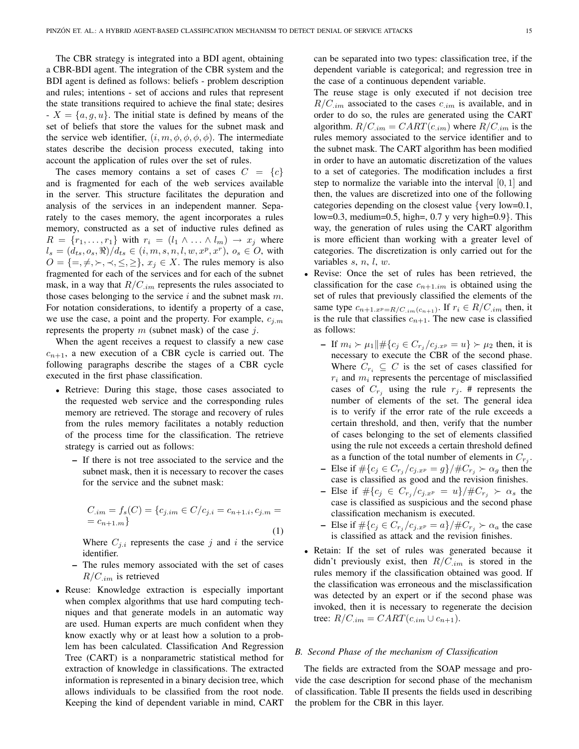The CBR strategy is integrated into a BDI agent, obtaining a CBR-BDI agent. The integration of the CBR system and the BDI agent is defined as follows: beliefs - problem description and rules; intentions - set of accions and rules that represent the state transitions required to achieve the final state; desires - $X = \{a, g, u\}$. The initial state is defined by means of the set of beliefs that store the values for the subnet mask and the service web identifier, $(i, m, \phi, \phi, \phi, \phi)$. The intermediate states describe the decision process executed, taking into account the application of rules over the set of rules.

The cases memory contains a set of cases $C = \{c\}$ and is fragmented for each of the web services available in the server. This structure facilitates the depuration and analysis of the services in an independent manner. Separately to the cases memory, the agent incorporates a rules memory, constructed as a set of inductive rules defined as $R = \{r_1, \ldots, r_1\}$ with $r_i = (l_1 \wedge \ldots \wedge l_m) \rightarrow x_j$ where $l_s = (d_{ts}, o_s, \Re)/d_{ts} \in (i, m, s, n, l, w, x^p, x^r)$, $o_s \in O$, with $O = \{=, \neq, \succ, \prec, \leq, \geq\}$, $x_j \in X$. The rules memory is also fragmented for each of the services and for each of the subnet mask, in a way that $R/C_{.im}$ represents the rules associated to those cases belonging to the service $i$ and the subnet mask $m$. For notation considerations, to identify a property of a case, we use the case, a point and the property. For example, $c_{j.m}$ represents the property $m$ (subnet mask) of the case $j$.

When the agent receives a request to classify a new case $c_{n+1}$, a new execution of a CBR cycle is carried out. The following paragraphs describe the stages of a CBR cycle executed in the first phase classification.

- Retrieve: During this stage, those cases associated to the requested web service and the corresponding rules memory are retrieved. The storage and recovery of rules from the rules memory facilitates a notably reduction of the process time for the classification. The retrieve strategy is carried out as follows:
  - If there is not tree associated to the service and the subnet mask, then it is necessary to recover the cases for the service and the subnet mask:

    $$C_{.im} = f_s(C) = \{c_{j.im} \in C / c_{j.i} = c_{n+1.i}, c_{j.m} = = c_{n+1.m}\} \tag{1}$$

    Where $C_{j.i}$ represents the case $j$ and $i$ the service identifier.
  - The rules memory associated with the set of cases $R/C_{.im}$ is retrieved
- Reuse: Knowledge extraction is especially important when complex algorithms that use hard computing techniques and that generate models in an automatic way are used. Human experts are much confident when they know exactly why or at least how a solution to a problem has been calculated. Classification And Regression Tree (CART) is a nonparametric statistical method for extraction of knowledge in classifications. The extracted information is represented in a binary decision tree, which allows individuals to be classified from the root node. Keeping the kind of dependent variable in mind, CART can be separated into two types: classification tree, if the dependent variable is categorical; and regression tree in the case of a continuous dependent variable.
  The reuse stage is only executed if not decision tree $R/C_{.im}$ associated to the cases $c_{.im}$ is available, and in order to do so, the rules are generated using the CART algorithm. $R/C_{.im} = CART(c_{.im})$ where $R/C_{.im}$ is the rules memory associated to the service identifier and to the subnet mask. The CART algorithm has been modified in order to have an automatic discretization of the values to a set of categories. The modification includes a first step to normalize the variable into the interval $[0, 1]$ and then, the values are discretized into one of the following categories depending on the closest value {very low=0.1, low=0.3, medium=0.5, high=, 0.7 y very high=0.9}. This way, the generation of rules using the CART algorithm is more efficient than working with a greater level of categories. The discretization is only carried out for the variables $s$, $n$, $l$, $w$.
- Revise: Once the set of rules has been retrieved, the classification for the case $c_{n+1.im}$ is obtained using the set of rules that previously classified the elements of the same type $c_{n+1.x^p=R/C_{.im}(c_{n+1})}$. If $r_i \in R/C_{.im}$ then, it is the rule that classifies $c_{n+1}$. The new case is classified as follows:
  - If $m_i \succ \mu_1 \| \#\{c_j \in C_{r_j} / c_{j.x^p} = u\} \succ \mu_2$ then, it is necessary to execute the CBR of the second phase. Where $C_{r_i} \subseteq C$ is the set of cases classified for $r_i$ and $m_i$ represents the percentage of misclassified cases of $C_{r_j}$ using the rule $r_j$. # represents the number of elements of the set. The general idea is to verify if the error rate of the rule exceeds a certain threshold, and then, verify that the number of cases belonging to the set of elements classified using the rule not exceeds a certain threshold defined as a function of the total number of elements in $C_{r_j}$.
  - Else if $\#\{c_j \in C_{r_j} / c_{j.x^p} = g\} / \#C_{r_j} \succ \alpha_g$ then the case is classified as good and the revision finishes.
  - Else if $\#\{c_j \in C_{r_j} / c_{j.x^p} = u\} / \#C_{r_j} \succ \alpha_s$ the case is classified as suspicious and the second phase classification mechanism is executed.
  - Else if $\#\{c_j \in C_{r_j} / c_{j.x^p} = a\} / \#C_{r_j} \succ \alpha_a$ the case is classified as attack and the revision finishes.
- Retain: If the set of rules was generated because it didn't previously exist, then $R/C_{.im}$ is stored in the rules memory if the classification obtained was good. If the classification was erroneous and the misclassification was detected by an expert or if the second phase was invoked, then it is necessary to regenerate the decision tree: $R/C_{.im} = CART(c_{.im} \cup c_{n+1})$.

### B. Second Phase of the mechanism of Classification

The fields are extracted from the SOAP message and provide the case description for second phase of the mechanism of classification. Table II presents the fields used in describing the problem for the CBR in this layer.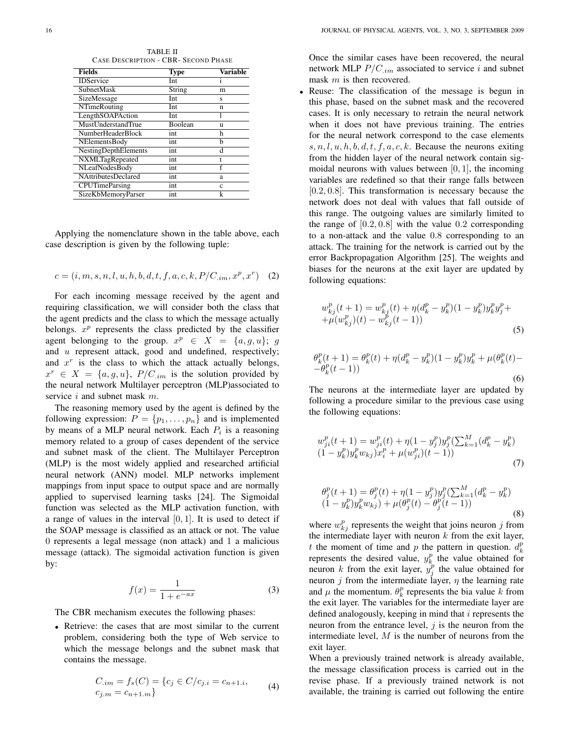TABLE II
CASE DESCRIPTION - CBR- SECOND PHASE

| Fields | Type | Variable |
|---|---|---|
| IDService | Int | i |
| SubnetMask | String | m |
| SizeMessage | Int | s |
| NTimeRouting | Int | n |
| LengthSOAPAction | Int | l |
| MustUnderstandTrue | Boolean | u |
| NumberHeaderBlock | int | h |
| NElementsBody | int | b |
| NestingDepthElements | int | d |
| NXMLTagRepeated | int | t |
| NLeafNodesBody | int | f |
| NAttributesDeclared | int | a |
| CPUTimeParsing | int | c |
| SizeKbMemoryParser | int | k |

Applying the nomenclature shown in the table above, each case description is given by the following tuple:

$$c = (i, m, s, n, l, u, h, b, d, t, f, a, c, k, P/C_{.im}, x^p, x^r) \quad (2)$$

For each incoming message received by the agent and requiring classification, we will consider both the class that the agent predicts and the class to which the message actually belongs. $x^p$ represents the class predicted by the classifier agent belonging to the group. $x^p \in X = \{a, g, u\}$; $g$ and $u$ represent attack, good and undefined, respectively; and $x^r$ is the class to which the attack actually belongs, $x^r \in X = \{a, g, u\}$, $P/C_{.im}$ is the solution provided by the neural network Multilayer perceptron (MLP)associated to service $i$ and subnet mask $m$.

The reasoning memory used by the agent is defined by the following expression: $P = \{p_1, \ldots, p_n\}$ and is implemented by means of a MLP neural network. Each $P_i$ is a reasoning memory related to a group of cases dependent of the service and subnet mask of the client. The Multilayer Perceptron (MLP) is the most widely applied and researched artificial neural network (ANN) model. MLP networks implement mappings from input space to output space and are normally applied to supervised learning tasks [24]. The Sigmoidal function was selected as the MLP activation function, with a range of values in the interval $[0, 1]$. It is used to detect if the SOAP message is classified as an attack or not. The value 0 represents a legal message (non attack) and 1 a malicious message (attack). The sigmoidal activation function is given by:

$$f(x) = \frac{1}{1 + e^{-ax}} \quad (3)$$

The CBR mechanism executes the following phases:

- Retrieve: the cases that are most similar to the current problem, considering both the type of Web service to which the message belongs and the subnet mask that contains the message.

$$C_{.im} = f_s(C) = \{c_j \in C / c_{j.i} = c_{n+1.i}, \; c_{j.m} = c_{n+1.m}\} \quad (4)$$

Once the similar cases have been recovered, the neural network MLP $P/C_{.im}$ associated to service $i$ and subnet mask $m$ is then recovered.

- Reuse: The classification of the message is begun in this phase, based on the subnet mask and the recovered cases. It is only necessary to retrain the neural network when it does not have previous training. The entries for the neural network correspond to the case elements $s, n, l, u, h, b, d, t, f, a, c, k$. Because the neurons exiting from the hidden layer of the neural network contain sigmoidal neurons with values between $[0, 1]$, the incoming variables are redefined so that their range falls between $[0.2, 0.8]$. This transformation is necessary because the network does not deal with values that fall outside of this range. The outgoing values are similarly limited to the range of $[0.2, 0.8]$ with the value $0.2$ corresponding to a non-attack and the value $0.8$ corresponding to an attack. The training for the network is carried out by the error Backpropagation Algorithm [25]. The weights and biases for the neurons at the exit layer are updated by following equations:

$$w_{kj}^p(t+1) = w_{kj}^p(t) + \eta(d_k^p - y_k^p)(1 - y_k^p)y_k^p y_j^p + \mu(w_{kj}^p)(t) - w_{kj}^p(t-1)) \quad (5)$$

$$\theta_k^p(t+1) = \theta_k^p(t) + \eta(d_k^p - y_k^p)(1 - y_k^p)y_k^p + \mu(\theta_k^p(t) - \theta_k^p(t-1)) \quad (6)$$

The neurons at the intermediate layer are updated by following a procedure similar to the previous case using the following equations:

$$w_{ji}^p(t+1) = w_{ji}^p(t) + \eta(1 - y_j^p)y_j^p\left(\sum_{k=1}^{M}(d_k^p - y_k^p)(1 - y_k^p)y_k^p w_{kj}\right)x_i^p + \mu(w_{ji}^p)(t-1)) \quad (7)$$

$$\theta_j^p(t+1) = \theta_j^p(t) + \eta(1 - y_j^p)y_j^p\left(\sum_{k=1}^{M}(d_k^p - y_k^p)(1 - y_k^p)y_k^p w_{kj}\right) + \mu(\theta_j^p(t) - \theta_j^p(t-1)) \quad (8)$$

where $w_{kj}^p$ represents the weight that joins neuron $j$ from the intermediate layer with neuron $k$ from the exit layer, $t$ the moment of time and $p$ the pattern in question. $d_k^p$ represents the desired value, $y_k^p$ the value obtained for neuron $k$ from the exit layer, $y_j^p$ the value obtained for neuron $j$ from the intermediate layer, $\eta$ the learning rate and $\mu$ the momentum. $\theta_k^p$ represents the bia value $k$ from the exit layer. The variables for the intermediate layer are defined analogously, keeping in mind that $i$ represents the neuron from the entrance level, $j$ is the neuron from the intermediate level, $M$ is the number of neurons from the exit layer.

When a previously trained network is already available, the message classification process is carried out in the revise phase. If a previously trained network is not available, the training is carried out following the entire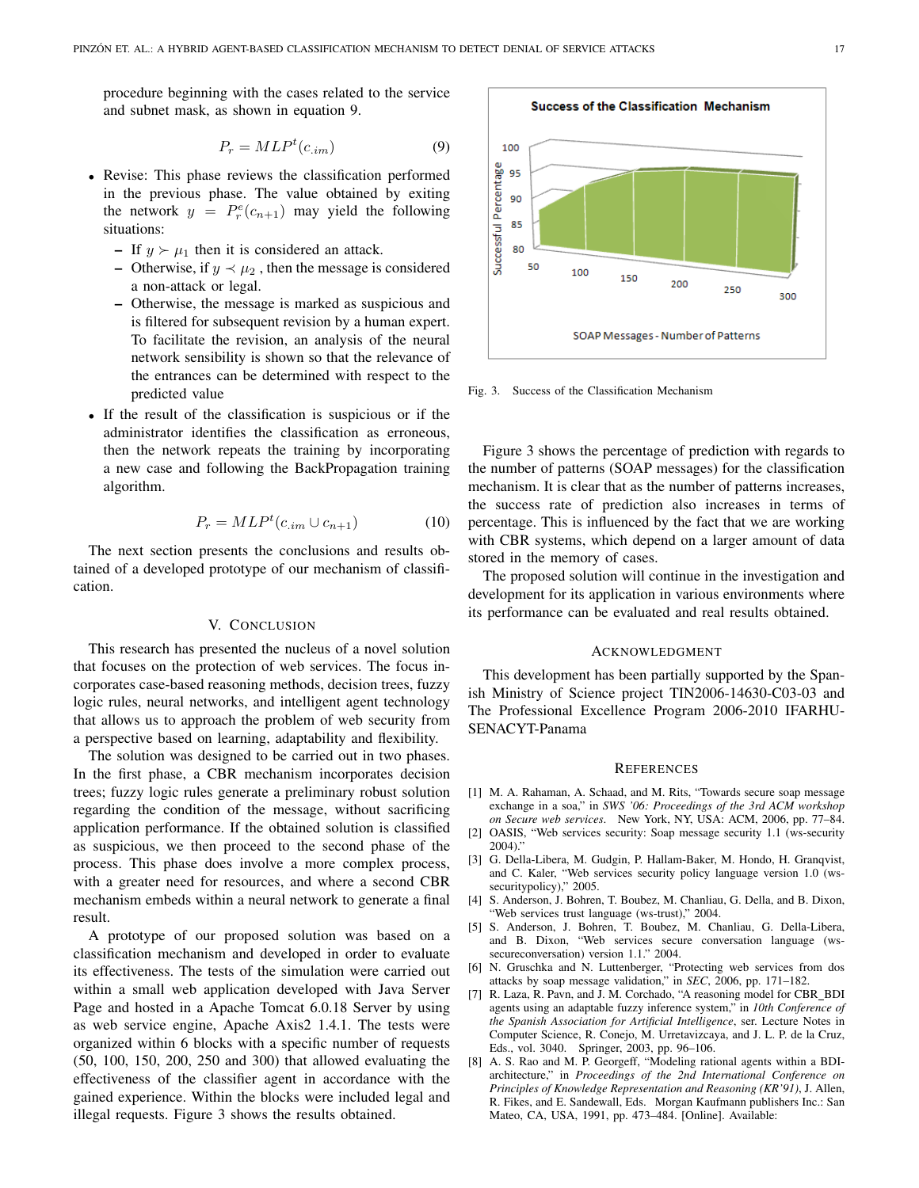procedure beginning with the cases related to the service and subnet mask, as shown in equation 9.

$$P_r = MLP^t(c_{.im}) \tag{9}$$

- Revise: This phase reviews the classification performed in the previous phase. The value obtained by exiting the network $y = P_r^e(c_{n+1})$ may yield the following situations:
  - If $y \succ \mu_1$ then it is considered an attack.
  - Otherwise, if $y \prec \mu_2$ , then the message is considered a non-attack or legal.
  - Otherwise, the message is marked as suspicious and is filtered for subsequent revision by a human expert. To facilitate the revision, an analysis of the neural network sensibility is shown so that the relevance of the entrances can be determined with respect to the predicted value
- If the result of the classification is suspicious or if the administrator identifies the classification as erroneous, then the network repeats the training by incorporating a new case and following the BackPropagation training algorithm.

$$P_r = MLP^t(c_{.im} \cup c_{n+1}) \tag{10}$$

The next section presents the conclusions and results obtained of a developed prototype of our mechanism of classification.

## V. Conclusion

This research has presented the nucleus of a novel solution that focuses on the protection of web services. The focus incorporates case-based reasoning methods, decision trees, fuzzy logic rules, neural networks, and intelligent agent technology that allows us to approach the problem of web security from a perspective based on learning, adaptability and flexibility.

The solution was designed to be carried out in two phases. In the first phase, a CBR mechanism incorporates decision trees; fuzzy logic rules generate a preliminary robust solution regarding the condition of the message, without sacrificing application performance. If the obtained solution is classified as suspicious, we then proceed to the second phase of the process. This phase does involve a more complex process, with a greater need for resources, and where a second CBR mechanism embeds within a neural network to generate a final result.

A prototype of our proposed solution was based on a classification mechanism and developed in order to evaluate its effectiveness. The tests of the simulation were carried out within a small web application developed with Java Server Page and hosted in a Apache Tomcat 6.0.18 Server by using as web service engine, Apache Axis2 1.4.1. The tests were organized within 6 blocks with a specific number of requests (50, 100, 150, 200, 250 and 300) that allowed evaluating the effectiveness of the classifier agent in accordance with the gained experience. Within the blocks were included legal and illegal requests. Figure 3 shows the results obtained.

Success of the Classification Mechanism

Successful Percentage

100
95
90
85
80

50 100 150 200 250 300

SOAP Messages - Number of Patterns

Fig. 3. Success of the Classification Mechanism

Figure 3 shows the percentage of prediction with regards to the number of patterns (SOAP messages) for the classification mechanism. It is clear that as the number of patterns increases, the success rate of prediction also increases in terms of percentage. This is influenced by the fact that we are working with CBR systems, which depend on a larger amount of data stored in the memory of cases.

The proposed solution will continue in the investigation and development for its application in various environments where its performance can be evaluated and real results obtained.

## Acknowledgment

This development has been partially supported by the Spanish Ministry of Science project TIN2006-14630-C03-03 and The Professional Excellence Program 2006-2010 IFARHU-SENACYT-Panama

## References

[1] M. A. Rahaman, A. Schaad, and M. Rits, "Towards secure soap message exchange in a soa," in *SWS '06: Proceedings of the 3rd ACM workshop on Secure web services*. New York, NY, USA: ACM, 2006, pp. 77–84.

[2] OASIS, "Web services security: Soap message security 1.1 (ws-security 2004)."

[3] G. Della-Libera, M. Gudgin, P. Hallam-Baker, M. Hondo, H. Granqvist, and C. Kaler, "Web services security policy language version 1.0 (ws-securitypolicy)," 2005.

[4] S. Anderson, J. Bohren, T. Boubez, M. Chanliau, G. Della, and B. Dixon, "Web services trust language (ws-trust)," 2004.

[5] S. Anderson, J. Bohren, T. Boubez, M. Chanliau, G. Della-Libera, and B. Dixon, "Web services secure conversation language (ws-secureconversation) version 1.1." 2004.

[6] N. Gruschka and N. Luttenberger, "Protecting web services from dos attacks by soap message validation," in *SEC*, 2006, pp. 171–182.

[7] R. Laza, R. Pavn, and J. M. Corchado, "A reasoning model for CBR_BDI agents using an adaptable fuzzy inference system," in *10th Conference of the Spanish Association for Artificial Intelligence*, ser. Lecture Notes in Computer Science, R. Conejo, M. Urretavizcaya, and J. L. P. de la Cruz, Eds., vol. 3040. Springer, 2003, pp. 96–106.

[8] A. S. Rao and M. P. Georgeff, "Modeling rational agents within a BDI-architecture," in *Proceedings of the 2nd International Conference on Principles of Knowledge Representation and Reasoning (KR'91)*, J. Allen, R. Fikes, and E. Sandewall, Eds. Morgan Kaufmann publishers Inc.: San Mateo, CA, USA, 1991, pp. 473–484. [Online]. Available: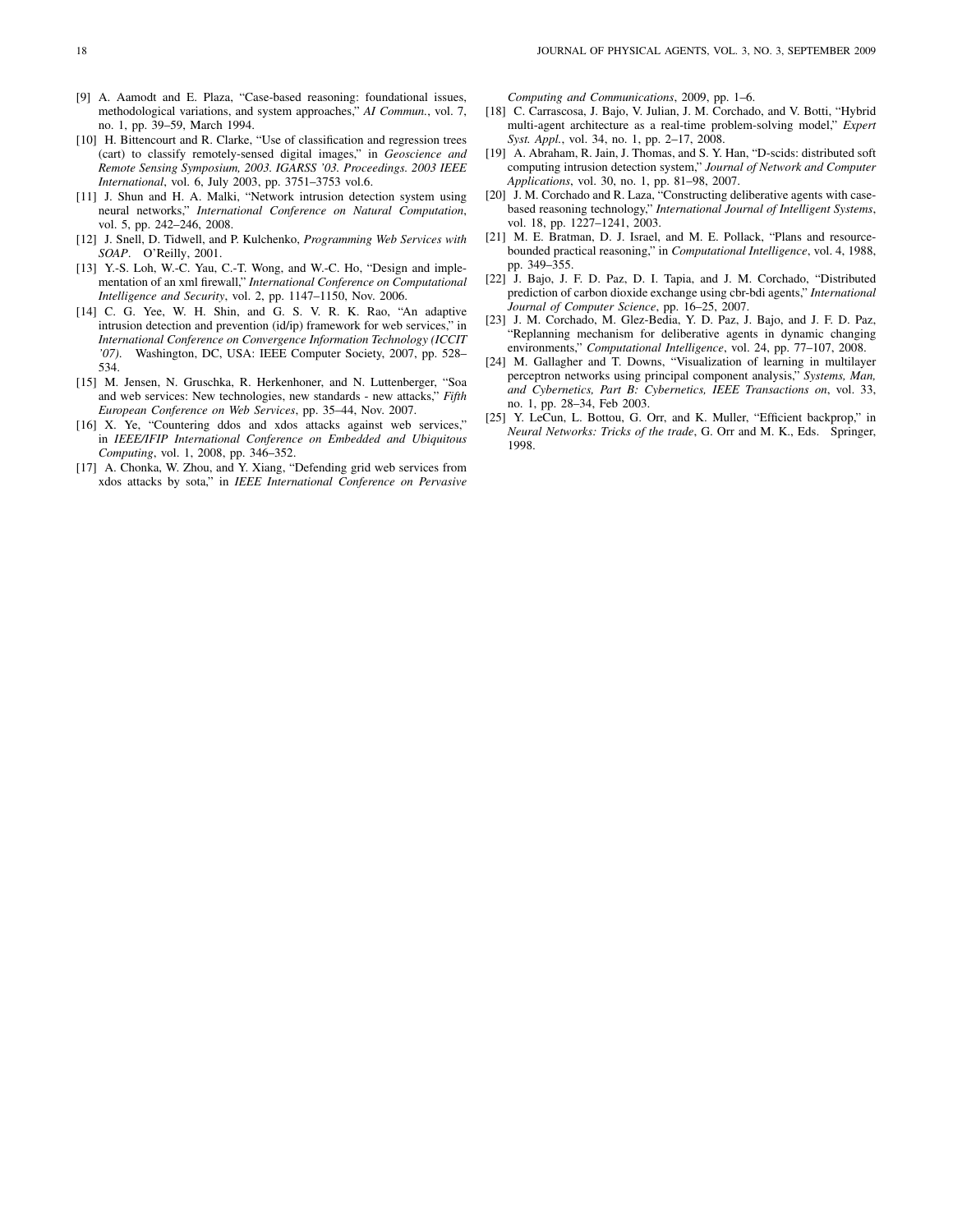[9] A. Aamodt and E. Plaza, "Case-based reasoning: foundational issues, methodological variations, and system approaches," *AI Commun.*, vol. 7, no. 1, pp. 39–59, March 1994.

[10] H. Bittencourt and R. Clarke, "Use of classification and regression trees (cart) to classify remotely-sensed digital images," in *Geoscience and Remote Sensing Symposium, 2003. IGARSS '03. Proceedings. 2003 IEEE International*, vol. 6, July 2003, pp. 3751–3753 vol.6.

[11] J. Shun and H. A. Malki, "Network intrusion detection system using neural networks," *International Conference on Natural Computation*, vol. 5, pp. 242–246, 2008.

[12] J. Snell, D. Tidwell, and P. Kulchenko, *Programming Web Services with SOAP*. O'Reilly, 2001.

[13] Y.-S. Loh, W.-C. Yau, C.-T. Wong, and W.-C. Ho, "Design and implementation of an xml firewall," *International Conference on Computational Intelligence and Security*, vol. 2, pp. 1147–1150, Nov. 2006.

[14] C. G. Yee, W. H. Shin, and G. S. V. R. K. Rao, "An adaptive intrusion detection and prevention (id/ip) framework for web services," in *International Conference on Convergence Information Technology (ICCIT '07)*. Washington, DC, USA: IEEE Computer Society, 2007, pp. 528–534.

[15] M. Jensen, N. Gruschka, R. Herkenhoner, and N. Luttenberger, "Soa and web services: New technologies, new standards - new attacks," *Fifth European Conference on Web Services*, pp. 35–44, Nov. 2007.

[16] X. Ye, "Countering ddos and xdos attacks against web services," in *IEEE/IFIP International Conference on Embedded and Ubiquitous Computing*, vol. 1, 2008, pp. 346–352.

[17] A. Chonka, W. Zhou, and Y. Xiang, "Defending grid web services from xdos attacks by sota," in *IEEE International Conference on Pervasive Computing and Communications*, 2009, pp. 1–6.

[18] C. Carrascosa, J. Bajo, V. Julian, J. M. Corchado, and V. Botti, "Hybrid multi-agent architecture as a real-time problem-solving model," *Expert Syst. Appl.*, vol. 34, no. 1, pp. 2–17, 2008.

[19] A. Abraham, R. Jain, J. Thomas, and S. Y. Han, "D-scids: distributed soft computing intrusion detection system," *Journal of Network and Computer Applications*, vol. 30, no. 1, pp. 81–98, 2007.

[20] J. M. Corchado and R. Laza, "Constructing deliberative agents with case-based reasoning technology," *International Journal of Intelligent Systems*, vol. 18, pp. 1227–1241, 2003.

[21] M. E. Bratman, D. J. Israel, and M. E. Pollack, "Plans and resource-bounded practical reasoning," in *Computational Intelligence*, vol. 4, 1988, pp. 349–355.

[22] J. Bajo, J. F. D. Paz, D. I. Tapia, and J. M. Corchado, "Distributed prediction of carbon dioxide exchange using cbr-bdi agents," *International Journal of Computer Science*, pp. 16–25, 2007.

[23] J. M. Corchado, M. Glez-Bedia, Y. D. Paz, J. Bajo, and J. F. D. Paz, "Replanning mechanism for deliberative agents in dynamic changing environments," *Computational Intelligence*, vol. 24, pp. 77–107, 2008.

[24] M. Gallagher and T. Downs, "Visualization of learning in multilayer perceptron networks using principal component analysis," *Systems, Man, and Cybernetics, Part B: Cybernetics, IEEE Transactions on*, vol. 33, no. 1, pp. 28–34, Feb 2003.

[25] Y. LeCun, L. Bottou, G. Orr, and K. Muller, "Efficient backprop," in *Neural Networks: Tricks of the trade*, G. Orr and M. K., Eds. Springer, 1998.